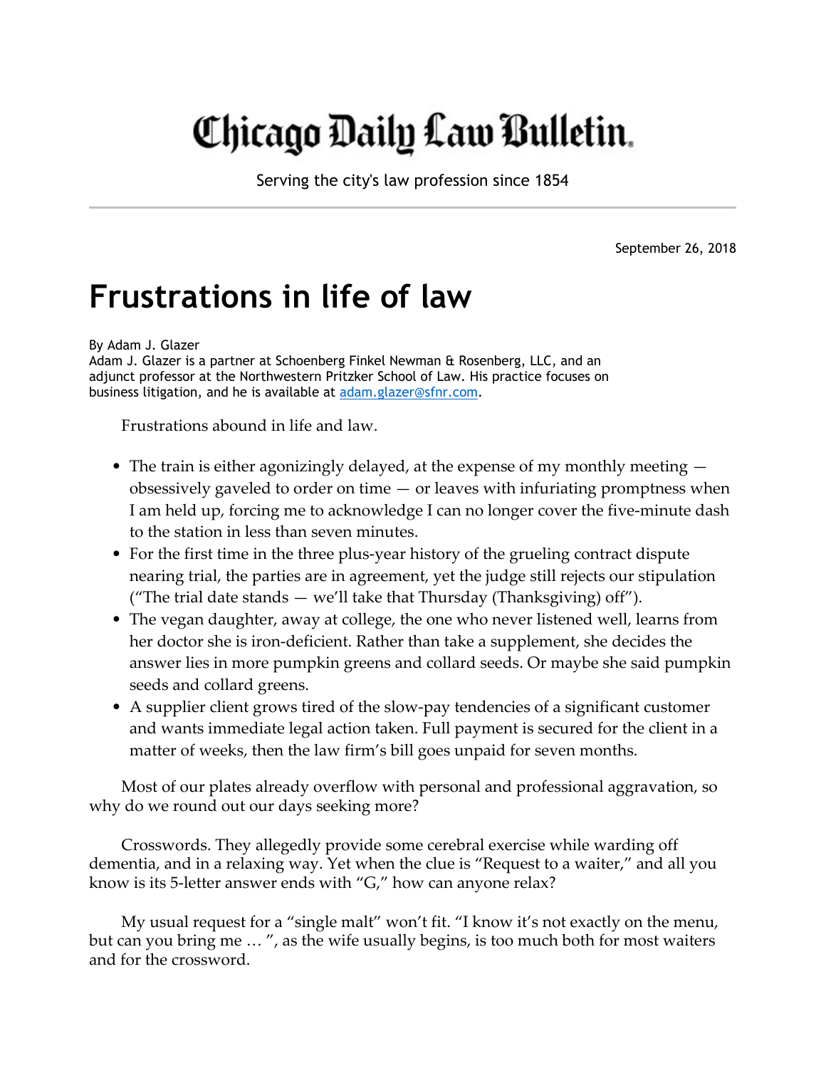# Chicago Daily Law Bulletin

Serving the city's law profession since 1854

September 26, 2018

# Frustrations in life of law

By Adam J. Glazer
Adam J. Glazer is a partner at Schoenberg Finkel Newman & Rosenberg, LLC, and an adjunct professor at the Northwestern Pritzker School of Law. His practice focuses on business litigation, and he is available at adam.glazer@sfnr.com.

Frustrations abound in life and law.

- The train is either agonizingly delayed, at the expense of my monthly meeting — obsessively gaveled to order on time — or leaves with infuriating promptness when I am held up, forcing me to acknowledge I can no longer cover the five-minute dash to the station in less than seven minutes.
- For the first time in the three plus-year history of the grueling contract dispute nearing trial, the parties are in agreement, yet the judge still rejects our stipulation ("The trial date stands — we'll take that Thursday (Thanksgiving) off").
- The vegan daughter, away at college, the one who never listened well, learns from her doctor she is iron-deficient. Rather than take a supplement, she decides the answer lies in more pumpkin greens and collard seeds. Or maybe she said pumpkin seeds and collard greens.
- A supplier client grows tired of the slow-pay tendencies of a significant customer and wants immediate legal action taken. Full payment is secured for the client in a matter of weeks, then the law firm's bill goes unpaid for seven months.

Most of our plates already overflow with personal and professional aggravation, so why do we round out our days seeking more?

Crosswords. They allegedly provide some cerebral exercise while warding off dementia, and in a relaxing way. Yet when the clue is "Request to a waiter," and all you know is its 5-letter answer ends with "G," how can anyone relax?

My usual request for a "single malt" won't fit. "I know it's not exactly on the menu, but can you bring me … ", as the wife usually begins, is too much both for most waiters and for the crossword.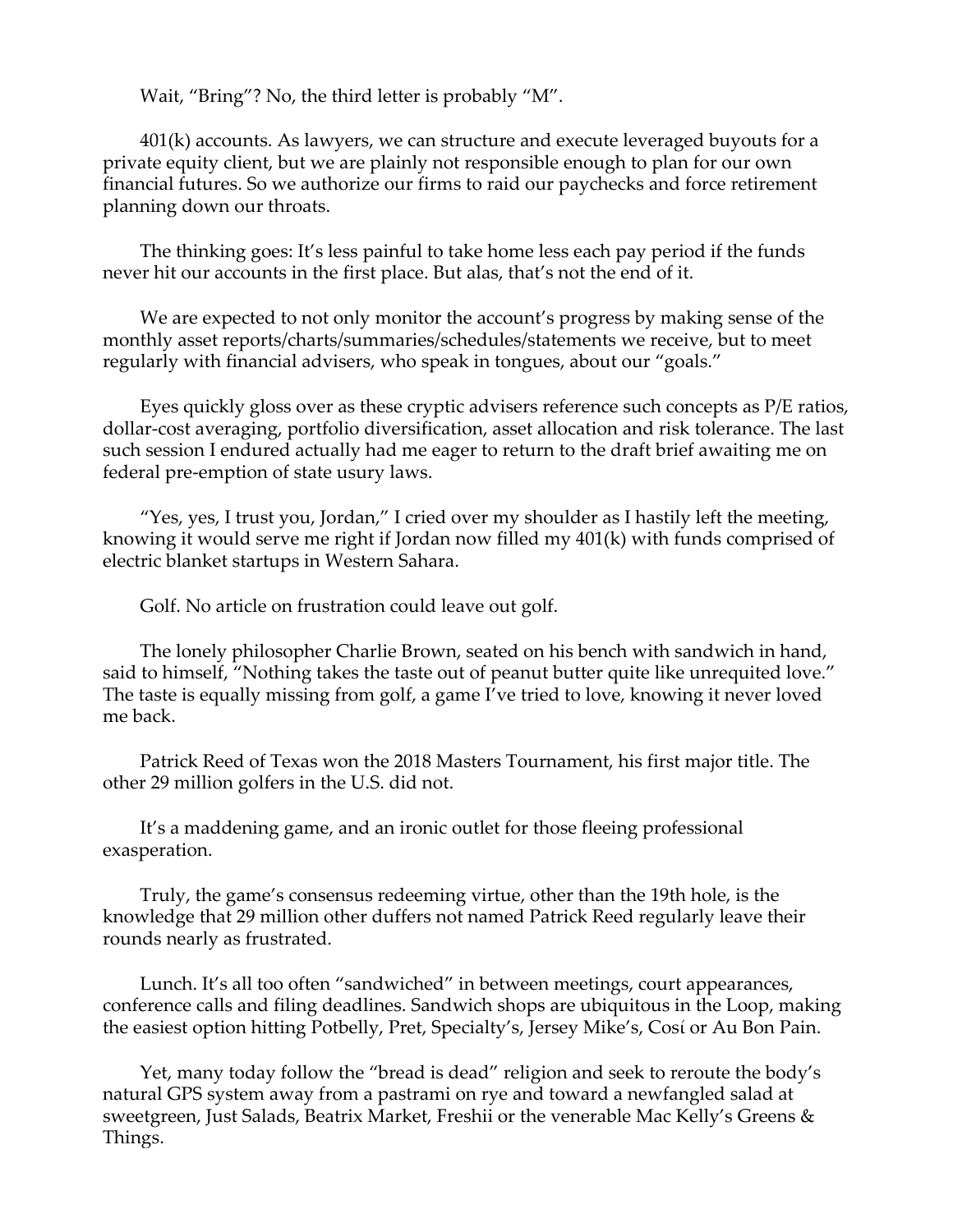Wait, "Bring"? No, the third letter is probably "M".

401(k) accounts. As lawyers, we can structure and execute leveraged buyouts for a private equity client, but we are plainly not responsible enough to plan for our own financial futures. So we authorize our firms to raid our paychecks and force retirement planning down our throats.

The thinking goes: It's less painful to take home less each pay period if the funds never hit our accounts in the first place. But alas, that's not the end of it.

We are expected to not only monitor the account's progress by making sense of the monthly asset reports/charts/summaries/schedules/statements we receive, but to meet regularly with financial advisers, who speak in tongues, about our "goals."

Eyes quickly gloss over as these cryptic advisers reference such concepts as P/E ratios, dollar-cost averaging, portfolio diversification, asset allocation and risk tolerance. The last such session I endured actually had me eager to return to the draft brief awaiting me on federal pre-emption of state usury laws.

"Yes, yes, I trust you, Jordan," I cried over my shoulder as I hastily left the meeting, knowing it would serve me right if Jordan now filled my 401(k) with funds comprised of electric blanket startups in Western Sahara.

Golf. No article on frustration could leave out golf.

The lonely philosopher Charlie Brown, seated on his bench with sandwich in hand, said to himself, "Nothing takes the taste out of peanut butter quite like unrequited love." The taste is equally missing from golf, a game I've tried to love, knowing it never loved me back.

Patrick Reed of Texas won the 2018 Masters Tournament, his first major title. The other 29 million golfers in the U.S. did not.

It's a maddening game, and an ironic outlet for those fleeing professional exasperation.

Truly, the game's consensus redeeming virtue, other than the 19th hole, is the knowledge that 29 million other duffers not named Patrick Reed regularly leave their rounds nearly as frustrated.

Lunch. It's all too often "sandwiched" in between meetings, court appearances, conference calls and filing deadlines. Sandwich shops are ubiquitous in the Loop, making the easiest option hitting Potbelly, Pret, Specialty's, Jersey Mike's, Cosí or Au Bon Pain.

Yet, many today follow the "bread is dead" religion and seek to reroute the body's natural GPS system away from a pastrami on rye and toward a newfangled salad at sweetgreen, Just Salads, Beatrix Market, Freshii or the venerable Mac Kelly's Greens & Things.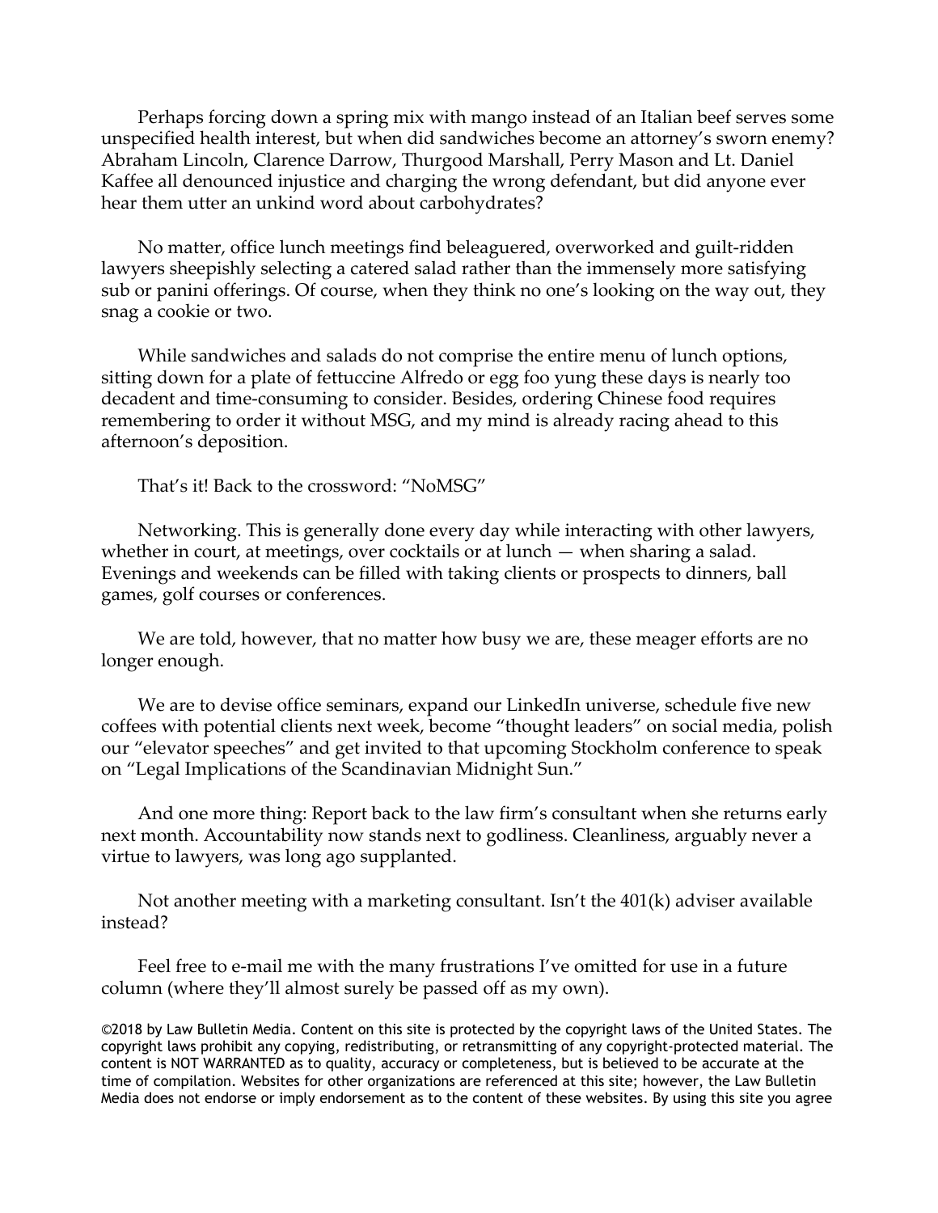Perhaps forcing down a spring mix with mango instead of an Italian beef serves some unspecified health interest, but when did sandwiches become an attorney's sworn enemy? Abraham Lincoln, Clarence Darrow, Thurgood Marshall, Perry Mason and Lt. Daniel Kaffee all denounced injustice and charging the wrong defendant, but did anyone ever hear them utter an unkind word about carbohydrates?

No matter, office lunch meetings find beleaguered, overworked and guilt-ridden lawyers sheepishly selecting a catered salad rather than the immensely more satisfying sub or panini offerings. Of course, when they think no one's looking on the way out, they snag a cookie or two.

While sandwiches and salads do not comprise the entire menu of lunch options, sitting down for a plate of fettuccine Alfredo or egg foo yung these days is nearly too decadent and time-consuming to consider. Besides, ordering Chinese food requires remembering to order it without MSG, and my mind is already racing ahead to this afternoon's deposition.

That's it! Back to the crossword: "NoMSG"

Networking. This is generally done every day while interacting with other lawyers, whether in court, at meetings, over cocktails or at lunch — when sharing a salad. Evenings and weekends can be filled with taking clients or prospects to dinners, ball games, golf courses or conferences.

We are told, however, that no matter how busy we are, these meager efforts are no longer enough.

We are to devise office seminars, expand our LinkedIn universe, schedule five new coffees with potential clients next week, become "thought leaders" on social media, polish our "elevator speeches" and get invited to that upcoming Stockholm conference to speak on "Legal Implications of the Scandinavian Midnight Sun."

And one more thing: Report back to the law firm's consultant when she returns early next month. Accountability now stands next to godliness. Cleanliness, arguably never a virtue to lawyers, was long ago supplanted.

Not another meeting with a marketing consultant. Isn't the 401(k) adviser available instead?

Feel free to e-mail me with the many frustrations I've omitted for use in a future column (where they'll almost surely be passed off as my own).

©2018 by Law Bulletin Media. Content on this site is protected by the copyright laws of the United States. The copyright laws prohibit any copying, redistributing, or retransmitting of any copyright-protected material. The content is NOT WARRANTED as to quality, accuracy or completeness, but is believed to be accurate at the time of compilation. Websites for other organizations are referenced at this site; however, the Law Bulletin Media does not endorse or imply endorsement as to the content of these websites. By using this site you agree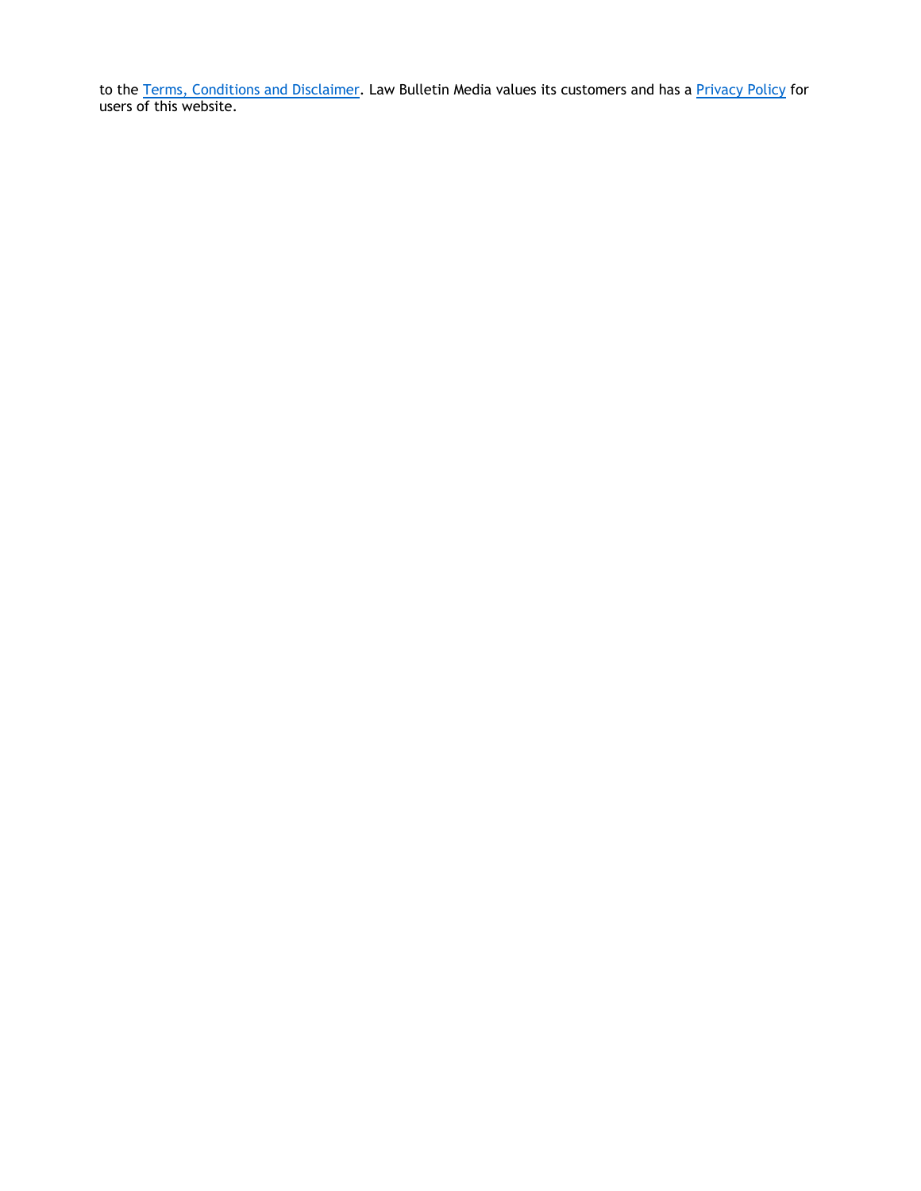to the [Terms, Conditions and Disclaimer]. Law Bulletin Media values its customers and has a [Privacy Policy] for users of this website.